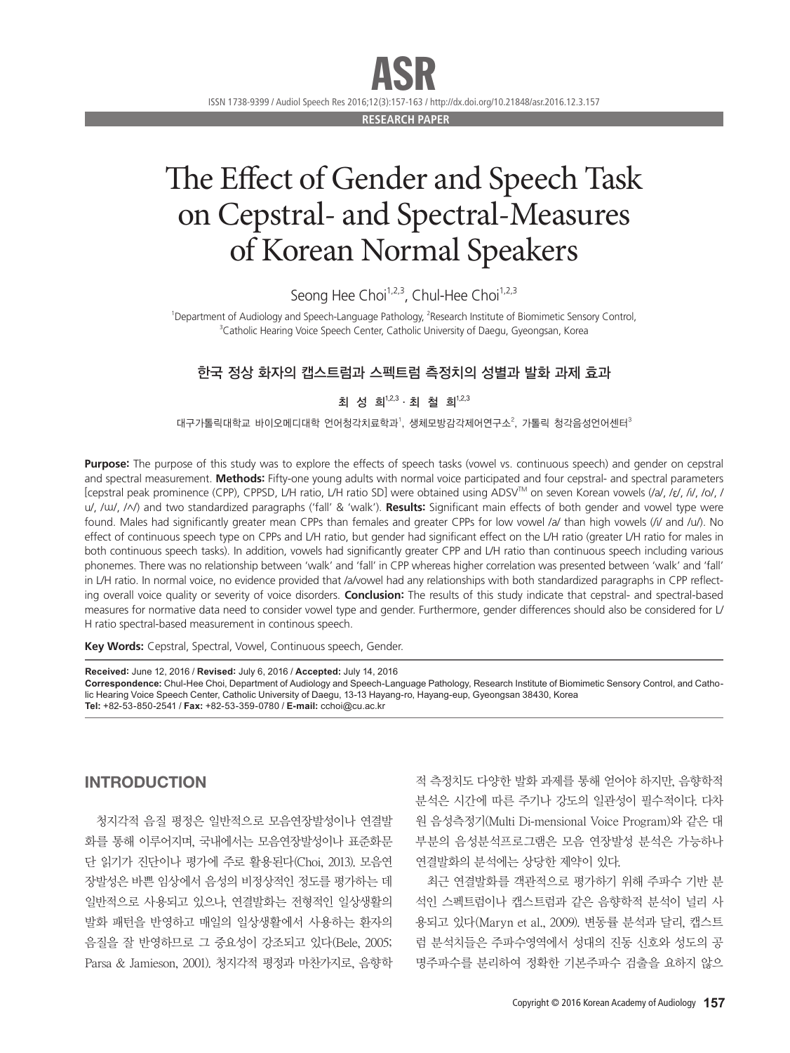RESEARCH PAPER

# The Effect of Gender and Speech Task on Cepstral- and Spectral-Measures of Korean Normal Speakers

Seong Hee Choi[1,2,3], Chul-Hee Choi[1,2,3]

[1]Department of Audiology and Speech-Language Pathology, [2]Research Institute of Biomimetic Sensory Control, [3]Catholic Hearing Voice Speech Center, Catholic University of Daegu, Gyeongsan, Korea

## 한국 정상 화자의 캡스트럼과 스펙트럼 측정치의 성별과 발화 과제 효과

최 성 희[1,2,3] · 최 철 희[1,2,3]

대구가톨릭대학교 바이오메디대학 언어청각치료학과[1], 생체모방감각제어연구소[2], 가톨릭 청각음성언어센터[3]

**Purpose:** The purpose of this study was to explore the effects of speech tasks (vowel vs. continuous speech) and gender on cepstral and spectral measurement. **Methods:** Fifty-one young adults with normal voice participated and four cepstral- and spectral parameters [cepstral peak prominence (CPP), CPPSD, L/H ratio, L/H ratio SD] were obtained using ADSV™ on seven Korean vowels (/a/, /ɛ/, /i/, /o/, /u/, /ɯ/, /ʌ/) and two standardized paragraphs ('fall' & 'walk'). **Results:** Significant main effects of both gender and vowel type were found. Males had significantly greater mean CPPs than females and greater CPPs for low vowel /a/ than high vowels (/i/ and /u/). No effect of continuous speech type on CPPs and L/H ratio, but gender had significant effect on the L/H ratio (greater L/H ratio for males in both continuous speech tasks). In addition, vowels had significantly greater CPP and L/H ratio than continuous speech including various phonemes. There was no relationship between 'walk' and 'fall' in CPP whereas higher correlation was presented between 'walk' and 'fall' in L/H ratio. In normal voice, no evidence provided that /a/vowel had any relationships with both standardized paragraphs in CPP reflecting overall voice quality or severity of voice disorders. **Conclusion:** The results of this study indicate that cepstral- and spectral-based measures for normative data need to consider vowel type and gender. Furthermore, gender differences should also be considered for L/H ratio spectral-based measurement in continous speech.

**Key Words:** Cepstral, Spectral, Vowel, Continuous speech, Gender.

**Received:** June 12, 2016 / **Revised:** July 6, 2016 / **Accepted:** July 14, 2016
**Correspondence:** Chul-Hee Choi, Department of Audiology and Speech-Language Pathology, Research Institute of Biomimetic Sensory Control, and Catholic Hearing Voice Speech Center, Catholic University of Daegu, 13-13 Hayang-ro, Hayang-eup, Gyeongsan 38430, Korea
**Tel:** +82-53-850-2541 / **Fax:** +82-53-359-0780 / **E-mail:** cchoi@cu.ac.kr

## INTRODUCTION

청지각적 음질 평정은 일반적으로 모음연장발성이나 연결발화를 통해 이루어지며, 국내에서는 모음연장발성이나 표준화문단 읽기가 진단이나 평가에 주로 활용된다(Choi, 2013). 모음연장발성은 바쁜 임상에서 음성의 비정상적인 정도를 평가하는 데 일반적으로 사용되고 있으나, 연결발화는 전형적인 일상생활의 발화 패턴을 반영하고 매일의 일상생활에서 사용하는 환자의 음질을 잘 반영하므로 그 중요성이 강조되고 있다(Bele, 2005; Parsa & Jamieson, 2001). 청지각적 평정과 마찬가지로, 음향학적 측정치도 다양한 발화 과제를 통해 얻어야 하지만, 음향학적 분석은 시간에 따른 주기나 강도의 일관성이 필수적이다. 다차원 음성측정기(Multi Di-mensional Voice Program)와 같은 대부분의 음성분석프로그램은 모음 연장발성 분석은 가능하나 연결발화의 분석에는 상당한 제약이 있다.

최근 연결발화를 객관적으로 평가하기 위해 주파수 기반 분석인 스펙트럼이나 캡스트럼과 같은 음향학적 분석이 널리 사용되고 있다(Maryn et al., 2009). 변동률 분석과 달리, 캡스트럼 분석치들은 주파수영역에서 성대의 진동 신호와 성도의 공명주파수를 분리하여 정확한 기본주파수 검출을 요하지 않으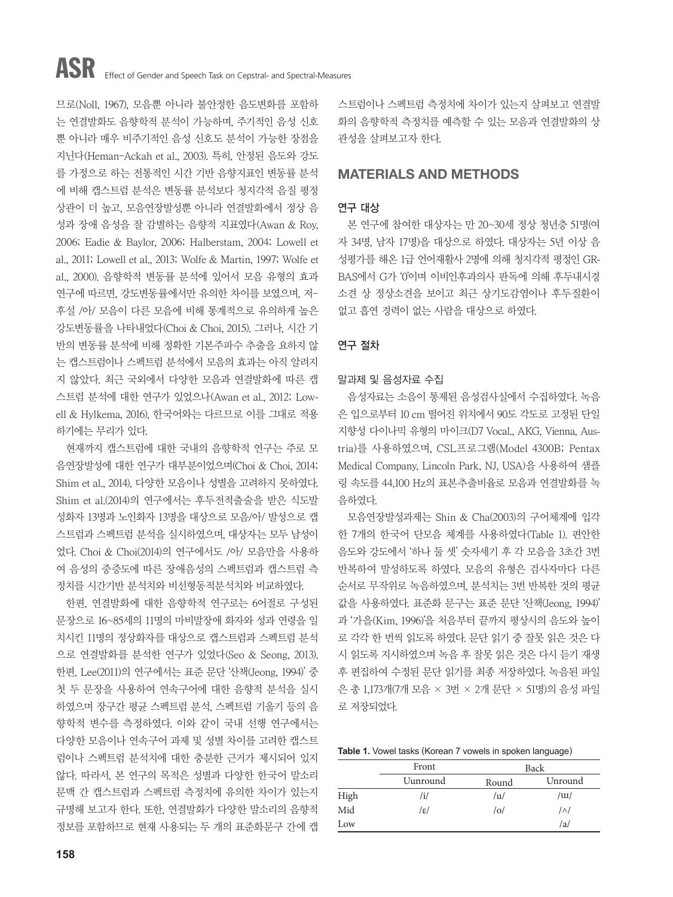므로(Noll, 1967), 모음뿐 아니라 불안정한 음도변화를 포함하는 연결발화도 음향학적 분석이 가능하며, 주기적인 음성 신호뿐 아니라 매우 비주기적인 음성 신호도 분석이 가능한 장점을 지닌다(Heman-Ackah et al., 2003). 특히, 안정된 음도와 강도를 가정으로 하는 전통적인 시간 기반 음향지표인 변동률 분석에 비해 캡스트럼 분석은 변동률 분석보다 청지각적 음질 평정 상관이 더 높고, 모음연장발성뿐 아니라 연결발화에서 정상 음성과 장애 음성을 잘 감별하는 음향적 지표였다(Awan & Roy, 2006; Eadie & Baylor, 2006; Halberstam, 2004; Lowell et al., 2011; Lowell et al., 2013; Wolfe & Martin, 1997; Wolfe et al., 2000). 음향학적 변동률 분석에 있어서 모음 유형의 효과 연구에 따르면, 강도변동률에서만 유의한 차이를 보였으며, 저-후설 /아/ 모음이 다른 모음에 비해 통계적으로 유의하게 높은 강도변동률을 나타내었다(Choi & Choi, 2015). 그러나, 시간 기반의 변동률 분석에 비해 정확한 기본주파수 추출을 요하지 않는 캡스트럼이나 스펙트럼 분석에서 모음의 효과는 아직 알려지지 않았다. 최근 국외에서 다양한 모음과 연결발화에 따른 캡스트럼 분석에 대한 연구가 있었으나(Awan et al., 2012; Lowell & Hylkema, 2016), 한국어와는 다르므로 이를 그대로 적용하기에는 무리가 있다.

현재까지 캡스트럼에 대한 국내의 음향학적 연구는 주로 모음연장발성에 대한 연구가 대부분이었으며(Choi & Choi, 2014; Shim et al., 2014), 다양한 모음이나 성별을 고려하지 못하였다. Shim et al.(2014)의 연구에서는 후두전적출술을 받은 식도발성화자 13명과 노인화자 13명을 대상으로 모음/아/ 발성으로 캡스트럼과 스펙트럼 분석을 실시하였으며, 대상자는 모두 남성이었다. Choi & Choi(2014)의 연구에서도 /아/ 모음만을 사용하여 음성의 중증도에 따른 장애음성의 스펙트럼과 캡스트럼 측정치를 시간기반 분석치와 비선형동적분석치와 비교하였다.

한편, 연결발화에 대한 음향학적 연구로는 6어절로 구성된 문장으로 16~85세의 11명의 마비말장애 화자와 성과 연령을 일치시킨 11명의 정상화자를 대상으로 캡스트럼과 스펙트럼 분석으로 연결발화를 분석한 연구가 있었다(Seo & Seong, 2013). 한편, Lee(2011)의 연구에서는 표준 문단 '산책(Jeong, 1994)' 중 첫 두 문장을 사용하여 연속구어에 대한 음향적 분석을 실시하였으며 장구간 평균 스펙트럼 분석, 스펙트럼 기울기 등의 음향학적 변수를 측정하였다. 이와 같이 국내 선행 연구에서는 다양한 모음이나 연속구어 과제 및 성별 차이를 고려한 캡스트럼이나 스펙트럼 분석치에 대한 충분한 근거가 제시되어 있지 않다. 따라서, 본 연구의 목적은 성별과 다양한 한국어 말소리 문맥 간 캡스트럼과 스펙트럼 측정치에 유의한 차이가 있는지 규명해 보고자 한다. 또한, 연결발화가 다양한 말소리의 음향적 정보를 포함하므로 현재 사용되는 두 개의 표준화문구 간에 캡스트럼이나 스펙트럼 측정치에 차이가 있는지 살펴보고 연결발화의 음향학적 측정치를 예측할 수 있는 모음과 연결발화의 상관성을 살펴보고자 한다.

## MATERIALS AND METHODS

### 연구 대상

본 연구에 참여한 대상자는 만 20~30세 정상 청년층 51명(여자 34명, 남자 17명)을 대상으로 하였다. 대상자는 5년 이상 음성평가를 해온 1급 언어재활사 2명에 의해 청지각적 평정인 GRBAS에서 G가 '0'이며 이비인후과의사 판독에 의해 후두내시경 소견 상 정상소견을 보이고 최근 상기도감염이나 후두질환이 없고 흡연 경력이 없는 사람을 대상으로 하였다.

### 연구 절차

#### 말과제 및 음성자료 수집

음성자료는 소음이 통제된 음성검사실에서 수집하였다. 녹음은 입으로부터 10 cm 떨어진 위치에서 90도 각도로 고정된 단일지향성 다이나믹 유형의 마이크(D7 Vocal., AKG, Vienna, Austria)를 사용하였으며, CSL프로그램(Model 4300B; Pentax Medical Company, Lincoln Park, NJ, USA)을 사용하여 샘플링 속도를 44,100 Hz의 표본추출비율로 모음과 연결발화를 녹음하였다.

모음연장발성과제는 Shin & Cha(2003)의 구어체계에 입각한 7개의 한국어 단모음 체계를 사용하였다(Table 1). 편안한 음도와 강도에서 '하나 둘 셋' 숫자세기 후 각 모음을 3초간 3번 반복하여 발성하도록 하였다. 모음의 유형은 검사자마다 다른 순서로 무작위로 녹음하였으며, 분석치는 3번 반복한 것의 평균값을 사용하였다. 표준화 문구는 표준 문단 '산책(Jeong, 1994)'과 '가을(Kim, 1996)'을 처음부터 끝까지 평상시의 음도와 높이로 각각 한 번씩 읽도록 하였다. 문단 읽기 중 잘못 읽은 것은 다시 읽도록 지시하였으며 녹음 후 잘못 읽은 것은 다시 듣기 재생 후 편집하여 수정된 문단 읽기를 최종 저장하였다. 녹음된 파일은 총 1,173개(7개 모음 × 3번 × 2개 문단 × 51명)의 음성 파일로 저장되었다.

**Table 1.** Vowel tasks (Korean 7 vowels in spoken language)

| | Front | Back | |
|---|---|---|---|
| | Uunround | Round | Unround |
| High | /i/ | /u/ | /ɯ/ |
| Mid | /ɛ/ | /o/ | /ʌ/ |
| Low | | | /a/ |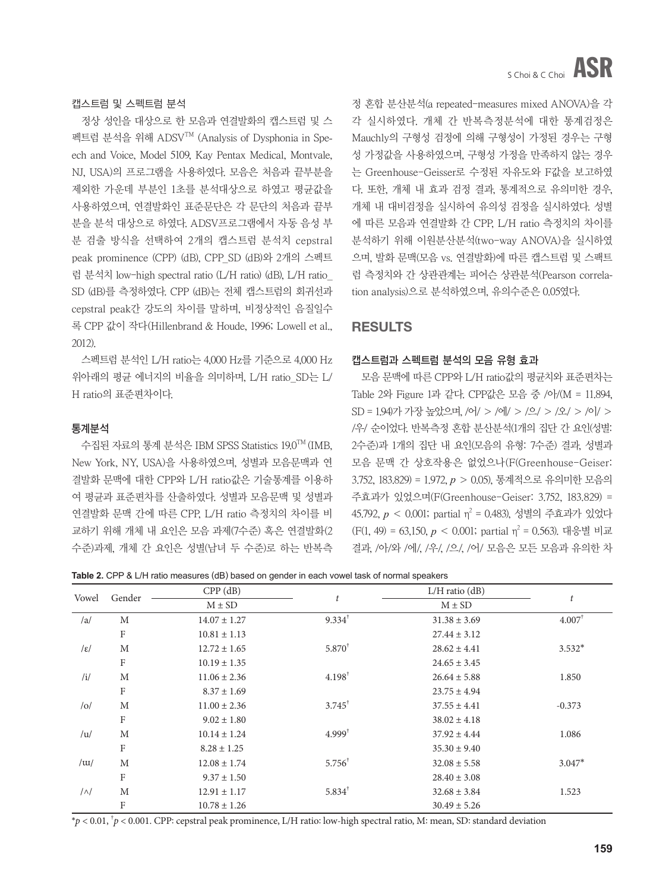### 캡스트럼 및 스펙트럼 분석

정상 성인을 대상으로 한 모음과 연결발화의 캡스트럼 및 스펙트럼 분석을 위해 ADSV™ (Analysis of Dysphonia in Speech and Voice, Model 5109, Kay Pentax Medical, Montvale, NJ, USA)의 프로그램을 사용하였다. 모음은 처음과 끝부분을 제외한 가운데 부분인 1초를 분석대상으로 하였고 평균값을 사용하였으며, 연결발화인 표준문단은 각 문단의 처음과 끝부분을 분석 대상으로 하였다. ADSV프로그램에서 자동 음성 부분 검출 방식을 선택하여 2개의 캡스트럼 분석치 cepstral peak prominence (CPP) (dB), CPP_SD (dB)와 2개의 스펙트럼 분석치 low-high spectral ratio (L/H ratio) (dB), L/H ratio_SD (dB)를 측정하였다. CPP (dB)는 전체 캡스트럼의 회귀선과 cepstral peak간 강도의 차이를 말하며, 비정상적인 음질일수록 CPP 값이 작다(Hillenbrand & Houde, 1996; Lowell et al., 2012).

스펙트럼 분석인 L/H ratio는 4,000 Hz를 기준으로 4,000 Hz 위아래의 평균 에너지의 비율을 의미하며, L/H ratio_SD는 L/H ratio의 표준편차이다.

### 통계분석

수집된 자료의 통계 분석은 IBM SPSS Statistics 19.0™ (IMB, New York, NY, USA)을 사용하였으며, 성별과 모음문맥과 연결발화 문맥에 대한 CPP와 L/H ratio값은 기술통계를 이용하여 평균과 표준편차를 산출하였다. 성별과 모음문맥 및 성별과 연결발화 문맥 간에 따른 CPP, L/H ratio 측정치의 차이를 비교하기 위해 개체 내 요인은 모음 과제(7수준) 혹은 연결발화(2수준)과제, 개체 간 요인은 성별(남녀 두 수준)로 하는 반복측정 혼합 분산분석(a repeated-measures mixed ANOVA)을 각각 실시하였다. 개체 간 반복측정분석에 대한 통계검정은 Mauchly의 구형성 검정에 의해 구형성이 가정된 경우는 구형성 가정값을 사용하였으며, 구형성 가정을 만족하지 않는 경우는 Greenhouse-Geisser로 수정된 자유도와 F값을 보고하였다. 또한, 개체 내 효과 검정 결과, 통계적으로 유의미한 경우, 개체 내 대비검정을 실시하여 유의성 검정을 실시하였다. 성별에 따른 모음과 연결발화 간 CPP, L/H ratio 측정치의 차이를 분석하기 위해 이원분산분석(two-way ANOVA)을 실시하였으며, 발화 문맥(모음 vs. 연결발화)에 따른 캡스트럼 및 스팩트럼 측정치와 간 상관관계는 피어슨 상관분석(Pearson correlation analysis)으로 분석하였으며, 유의수준은 0.05였다.

## RESULTS

### 캡스트럼과 스펙트럼 분석의 모음 유형 효과

모음 문맥에 따른 CPP와 L/H ratio값의 평균치와 표준편차는 Table 2와 Figure 1과 같다. CPP값은 모음 중 /아/(M = 11.894, SD = 1.94)가 가장 높았으며, /어/ > /에/ > /으/ > /오/ > /이/ > /우/ 순이었다. 반복측정 혼합 분산분석(1개의 집단 간 요인(성별: 2수준)과 1개의 집단 내 요인(모음의 유형: 7수준) 결과, 성별과 모음 문맥 간 상호작용은 없었으나(F(Greenhouse-Geiser: 3.752, 183.829) = 1.972, $p > 0.05$), 통계적으로 유의미한 모음의 주효과가 있었으며(F(Greenhouse-Geiser: 3.752, 183.829) = 45.792, $p < 0.001$; partial $\eta^2 = 0.483$), 성별의 주효과가 있었다 ($F(1, 49) = 63{,}150$, $p < 0.001$; partial $\eta^2 = 0.563$). 대응별 비교 결과, /아/와 /에/, /우/, /으/, /어/ 모음은 모든 모음과 유의한 차

**Table 2.** CPP & L/H ratio measures (dB) based on gender in each vowel task of normal speakers

| Vowel | Gender | CPP (dB) | $t$ | L/H ratio (dB) | $t$ |
|---|---|---|---|---|---|
| | | M ± SD | | M ± SD | |
| /a/ | M | 14.07 ± 1.27 | 9.334† | 31.38 ± 3.69 | 4.007† |
| | F | 10.81 ± 1.13 | | 27.44 ± 3.12 | |
| /ɛ/ | M | 12.72 ± 1.65 | 5.870† | 28.62 ± 4.41 | 3.532* |
| | F | 10.19 ± 1.35 | | 24.65 ± 3.45 | |
| /i/ | M | 11.06 ± 2.36 | 4.198† | 26.64 ± 5.88 | 1.850 |
| | F | 8.37 ± 1.69 | | 23.75 ± 4.94 | |
| /o/ | M | 11.00 ± 2.36 | 3.745† | 37.55 ± 4.41 | -0.373 |
| | F | 9.02 ± 1.80 | | 38.02 ± 4.18 | |
| /u/ | M | 10.14 ± 1.24 | 4.999† | 37.92 ± 4.44 | 1.086 |
| | F | 8.28 ± 1.25 | | 35.30 ± 9.40 | |
| /ɯ/ | M | 12.08 ± 1.74 | 5.756† | 32.08 ± 5.58 | 3.047* |
| | F | 9.37 ± 1.50 | | 28.40 ± 3.08 | |
| /ʌ/ | M | 12.91 ± 1.17 | 5.834† | 32.68 ± 3.84 | 1.523 |
| | F | 10.78 ± 1.26 | | 30.49 ± 5.26 | |

*$p < 0.01$, †$p < 0.001$. CPP: cepstral peak prominence, L/H ratio: low-high spectral ratio, M: mean, SD: standard deviation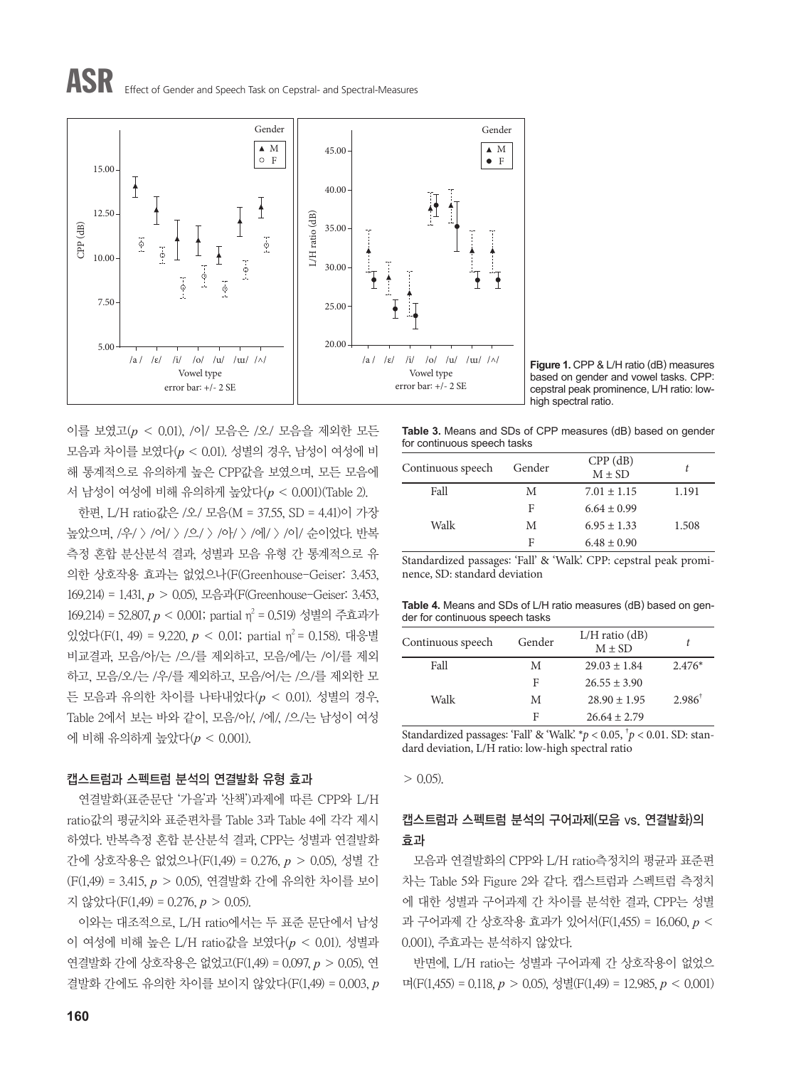Figure 1. CPP & L/H ratio (dB) measures based on gender and vowel tasks. CPP: cepstral peak prominence, L/H ratio: low-high spectral ratio.

이를 보였고($p$ < 0.01), /이/ 모음은 /오/ 모음을 제외한 모든 모음과 차이를 보였다($p$ < 0.01). 성별의 경우, 남성이 여성에 비해 통계적으로 유의하게 높은 CPP값을 보였으며, 모든 모음에서 남성이 여성에 비해 유의하게 높았다($p$ < 0.001)(Table 2).

한편, L/H ratio값은 /오/ 모음(M = 37.55, SD = 4.41)이 가장 높았으며, /우/ > /어/ > /으/ > /아/ > /에/ > /이/ 순이었다. 반복측정 혼합 분산분석 결과, 성별과 모음 유형 간 통계적으로 유의한 상호작용 효과는 없었으나(F(Greenhouse-Geiser: 3.453, 169.214) = 1.431, $p$ > 0.05), 모음과(F(Greenhouse-Geiser: 3.453, 169.214) = 52.807, $p$ < 0.001; partial $\eta^2$ = 0.519) 성별의 주효과가 있었다(F(1, 49) = 9.220, $p$ < 0.01; partial $\eta^2$ = 0.158). 대응별 비교결과, 모음/아/는 /으/를 제외하고, 모음/에/는 /이/를 제외하고, 모음/오/는 /우/를 제외하고, 모음/어/는 /으/를 제외한 모든 모음과 유의한 차이를 나타내었다($p$ < 0.01). 성별의 경우, Table 2에서 보는 바와 같이, 모음/아/, /에/, /으/는 남성이 여성에 비해 유의하게 높았다($p$ < 0.001).

### 캡스트럼과 스펙트럼 분석의 연결발화 유형 효과

연결발화(표준문단 '가을'과 '산책')과제에 따른 CPP와 L/H ratio값의 평균치와 표준편차를 Table 3과 Table 4에 각각 제시하였다. 반복측정 혼합 분산분석 결과, CPP는 성별과 연결발화 간에 상호작용은 없었으나(F(1,49) = 0.276, $p$ > 0.05), 성별 간(F(1,49) = 3.415, $p$ > 0.05), 연결발화 간에 유의한 차이를 보이지 않았다(F(1,49) = 0.276, $p$ > 0.05).

이와는 대조적으로, L/H ratio에서는 두 표준 문단에서 남성이 여성에 비해 높은 L/H ratio값을 보였다($p$ < 0.01). 성별과 연결발화 간에 상호작용은 없었고(F(1,49) = 0.097, $p$ > 0.05), 연결발화 간에도 유의한 차이를 보이지 않았다(F(1,49) = 0.003, $p$ > 0.05).

**Table 3.** Means and SDs of CPP measures (dB) based on gender for continuous speech tasks

| Continuous speech | Gender | CPP (dB) M ± SD | $t$ |
|---|---|---|---|
| Fall | M | 7.01 ± 1.15 | 1.191 |
| | F | 6.64 ± 0.99 | |
| Walk | M | 6.95 ± 1.33 | 1.508 |
| | F | 6.48 ± 0.90 | |

Standardized passages: 'Fall' & 'Walk'. CPP: cepstral peak prominence, SD: standard deviation

**Table 4.** Means and SDs of L/H ratio measures (dB) based on gender for continuous speech tasks

| Continuous speech | Gender | L/H ratio (dB) M ± SD | $t$ |
|---|---|---|---|
| Fall | M | 29.03 ± 1.84 | 2.476* |
| | F | 26.55 ± 3.90 | |
| Walk | M | 28.90 ± 1.95 | 2.986† |
| | F | 26.64 ± 2.79 | |

Standardized passages: 'Fall' & 'Walk'. *$p$ < 0.05, †$p$ < 0.01. SD: standard deviation, L/H ratio: low-high spectral ratio

### 캡스트럼과 스펙트럼 분석의 구어과제(모음 vs. 연결발화)의 효과

모음과 연결발화의 CPP와 L/H ratio측정치의 평균과 표준편차는 Table 5와 Figure 2와 같다. 캡스트럼과 스펙트럼 측정치에 대한 성별과 구어과제 간 차이를 분석한 결과, CPP는 성별과 구어과제 간 상호작용 효과가 있어서(F(1,455) = 16.060, $p$ < 0.001), 주효과는 분석하지 않았다.

반면에, L/H ratio는 성별과 구어과제 간 상호작용이 없었으며(F(1,455) = 0.118, $p$ > 0.05), 성별(F(1,49) = 12.985, $p$ < 0.001)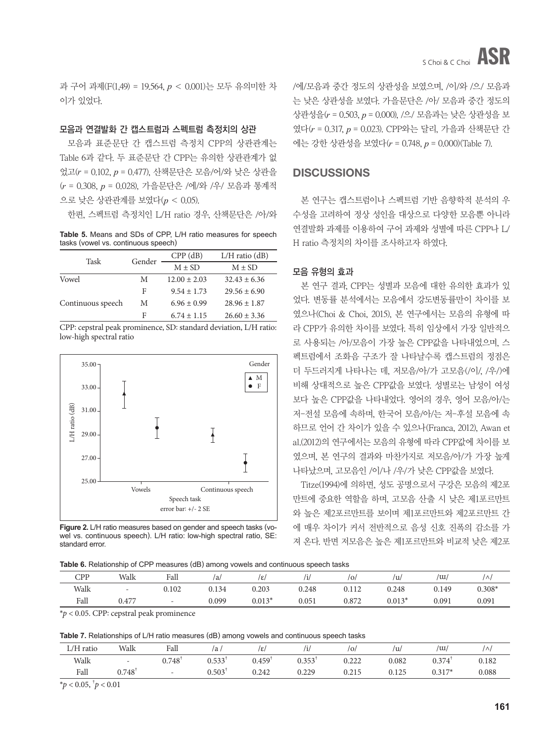과 구어 과제($F(1,49) = 19.564$, $p < 0.001$)는 모두 유의미한 차이가 있었다.

### 모음과 연결발화 간 캡스트럼과 스펙트럼 측정치의 상관

모음과 표준문단 간 캡스트럼 측정치 CPP의 상관관계는 Table 6과 같다. 두 표준문단 간 CPP는 유의한 상관관계가 없었고($r = 0.102$, $p = 0.477$), 산책문단은 모음/어/와 낮은 상관을($r = 0.308$, $p = 0.028$), 가을문단은 /에/와 /우/ 모음과 통계적으로 낮은 상관관계를 보였다($p < 0.05$).

한편, 스펙트럼 측정치인 L/H ratio 경우, 산책문단은 /아/와 /에/모음과 중간 정도의 상관성을 보였으며, /이/와 /으/ 모음과는 낮은 상관성을 보였다. 가을문단은 /아/ 모음과 중간 정도의 상관성을($r = 0.503$, $p = 0.000$), /으/ 모음과는 낮은 상관성을 보였다($r = 0.317$, $p = 0.023$). CPP와는 달리, 가을과 산책문단 간에는 강한 상관성을 보였다($r = 0.748$, $p = 0.000$)(Table 7).

**Table 5.** Means and SDs of CPP, L/H ratio measures for speech tasks (vowel vs. continuous speech)

| Task | Gender | CPP (dB) | L/H ratio (dB) |
|---|---|---|---|
| | | M ± SD | M ± SD |
| Vowel | M | 12.00 ± 2.03 | 32.43 ± 6.36 |
| | F | 9.54 ± 1.73 | 29.56 ± 6.90 |
| Continuous speech | M | 6.96 ± 0.99 | 28.96 ± 1.87 |
| | F | 6.74 ± 1.15 | 26.60 ± 3.36 |

CPP: cepstral peak prominence, SD: standard deviation, L/H ratio: low-high spectral ratio

**Figure 2.** L/H ratio measures based on gender and speech tasks (vowel vs. continuous speech). L/H ratio: low-high spectral ratio, SE: standard error.

## DISCUSSIONS

본 연구는 캡스트럼이나 스펙트럼 기반 음향학적 분석의 우수성을 고려하여 정상 성인을 대상으로 다양한 모음뿐 아니라 연결발화 과제를 이용하여 구어 과제와 성별에 따른 CPP나 L/H ratio 측정치의 차이를 조사하고자 하였다.

### 모음 유형의 효과

본 연구 결과, CPP는 성별과 모음에 대한 유의한 효과가 있었다. 변동률 분석에서는 모음에서 강도변동률만이 차이를 보였으나(Choi & Choi, 2015), 본 연구에서는 모음의 유형에 따라 CPP가 유의한 차이를 보였다. 특히 임상에서 가장 일반적으로 사용되는 /아/모음이 가장 높은 CPP값을 나타내었으며, 스펙트럼에서 조화음 구조가 잘 나타날수록 캡스트럼의 정점은 더 두드러지게 나타나는 데, 저모음/아/가 고모음(/이/, /우/)에 비해 상대적으로 높은 CPP값을 보였다. 성별로는 남성이 여성보다 높은 CPP값을 나타내었다. 영어의 경우, 영어 모음/아/는 저-전설 모음에 속하며, 한국어 모음/아/는 저-후설 모음에 속하므로 언어 간 차이가 있을 수 있으나(Franca, 2012), Awan et al.(2012)의 연구에서는 모음의 유형에 따라 CPP값에 차이를 보였으며, 본 연구의 결과와 마찬가지로 저모음/아/가 가장 높게 나타났으며, 고모음인 /이/나 /우/가 낮은 CPP값을 보였다.

Titze(1994)에 의하면, 성도 공명으로서 구강은 모음의 제2포만트에 중요한 역할을 하며, 고모음 산출 시 낮은 제1포르만트와 높은 제2포르만트를 보이며 제1포르만트와 제2포르만트 간에 매우 차이가 커서 전반적으로 음성 신호 진폭의 감소를 가져 온다. 반면 저모음은 높은 제1포르만트와 비교적 낮은 제2포

**Table 6.** Relationship of CPP measures (dB) among vowels and continuous speech tasks

| CPP | Walk | Fall | /a/ | /ɛ/ | /i/ | /o/ | /u/ | /ɯ/ | /ʌ/ |
|---|---|---|---|---|---|---|---|---|---|
| Walk | - | 0.102 | 0.134 | 0.203 | 0.248 | 0.112 | 0.248 | 0.149 | 0.308* |
| Fall | 0.477 | - | 0.099 | 0.013* | 0.051 | 0.872 | 0.013* | 0.091 | 0.091 |

*$p < 0.05$. CPP: cepstral peak prominence

**Table 7.** Relationships of L/H ratio measures (dB) among vowels and continuous speech tasks

| L/H ratio | Walk | Fall | /a / | /ɛ/ | /i/ | /o/ | /u/ | /ɯ/ | /ʌ/ |
|---|---|---|---|---|---|---|---|---|---|
| Walk | - | 0.748† | 0.533† | 0.459† | 0.353† | 0.222 | 0.082 | 0.374† | 0.182 |
| Fall | 0.748† | - | 0.503† | 0.242 | 0.229 | 0.215 | 0.125 | 0.317* | 0.088 |

*$p < 0.05$, †$p < 0.01$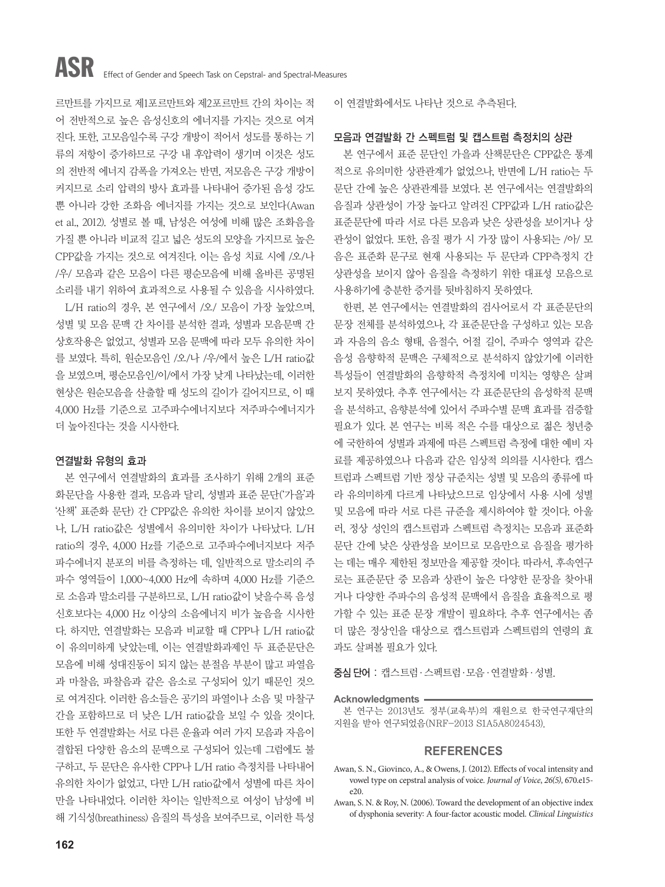르만트를 가지므로 제1포르만트와 제2포르만트 간의 차이는 적어 전반적으로 높은 음성신호의 에너지를 가지는 것으로 여겨진다. 또한, 고모음일수록 구강 개방이 적어서 성도를 통하는 기류의 저항이 증가하므로 구강 내 후압력이 생기며 이것은 성도의 전반적 에너지 감폭을 가져오는 반면, 저모음은 구강 개방이 커지므로 소리 압력의 방사 효과를 나타내어 증가된 음성 강도 뿐 아니라 강한 조화음 에너지를 가지는 것으로 보인다(Awan et al., 2012). 성별로 볼 때, 남성은 여성에 비해 많은 조화음을 가질 뿐 아니라 비교적 길고 넓은 성도의 모양을 가지므로 높은 CPP값을 가지는 것으로 여겨진다. 이는 음성 치료 시에 /오/나 /우/ 모음과 같은 모음이 다른 평순모음에 비해 올바른 공명된 소리를 내기 위하여 효과적으로 사용될 수 있음을 시사하였다.

L/H ratio의 경우, 본 연구에서 /오/ 모음이 가장 높았으며, 성별 및 모음 문맥 간 차이를 분석한 결과, 성별과 모음문맥 간 상호작용은 없었고, 성별과 모음 문맥에 따라 모두 유의한 차이를 보였다. 특히, 원순모음인 /오/나 /우/에서 높은 L/H ratio값을 보였으며, 평순모음인/이/에서 가장 낮게 나타났는데, 이러한 현상은 원순모음을 산출할 때 성도의 길이가 길어지므로, 이 때 4,000 Hz를 기준으로 고주파수에너지보다 저주파수에너지가 더 높아진다는 것을 시사한다.

## 연결발화 유형의 효과

본 연구에서 연결발화의 효과를 조사하기 위해 2개의 표준화문단을 사용한 결과, 모음과 달리, 성별과 표준 문단('가을'과 '산책' 표준화 문단) 간 CPP값은 유의한 차이를 보이지 않았으나, L/H ratio값은 성별에서 유의미한 차이가 나타났다. L/H ratio의 경우, 4,000 Hz를 기준으로 고주파수에너지보다 저주파수에너지 분포의 비를 측정하는 데, 일반적으로 말소리의 주파수 영역들이 1,000~4,000 Hz에 속하며 4,000 Hz를 기준으로 소음과 말소리를 구분하므로, L/H ratio값이 낮을수록 음성신호보다는 4,000 Hz 이상의 소음에너지 비가 높음을 시사한다. 하지만, 연결발화는 모음과 비교할 때 CPP나 L/H ratio값이 유의미하게 낮았는데, 이는 연결발화과제인 두 표준문단은 모음에 비해 성대진동이 되지 않는 분절음 부분이 많고 파열음과 마찰음, 파찰음과 같은 음소로 구성되어 있기 때문인 것으로 여겨진다. 이러한 음소들은 공기의 파열이나 소음 및 마찰구간을 포함하므로 더 낮은 L/H ratio값을 보일 수 있을 것이다. 또한 두 연결발화는 서로 다른 운율과 여러 가지 모음과 자음이 결합된 다양한 음소의 문맥으로 구성되어 있는데 그럼에도 불구하고, 두 문단은 유사한 CPP나 L/H ratio 측정치를 나타내어 유의한 차이가 없었고, 다만 L/H ratio값에서 성별에 따른 차이만을 나타내었다. 이러한 차이는 일반적으로 여성이 남성에 비해 기식성(breathiness) 음질의 특성을 보여주므로, 이러한 특성이 연결발화에서도 나타난 것으로 추측된다.

## 모음과 연결발화 간 스펙트럼 및 캡스트럼 측정치의 상관

본 연구에서 표준 문단인 가을과 산책문단은 CPP값은 통계적으로 유의미한 상관관계가 없었으나, 반면에 L/H ratio는 두 문단 간에 높은 상관관계를 보였다. 본 연구에서는 연결발화의 음질과 상관성이 가장 높다고 알려진 CPP값과 L/H ratio값은 표준문단에 따라 서로 다른 모음과 낮은 상관성을 보이거나 상관성이 없었다. 또한, 음질 평가 시 가장 많이 사용되는 /아/ 모음은 표준화 문구로 현재 사용되는 두 문단과 CPP측정치 간 상관성을 보이지 않아 음질을 측정하기 위한 대표성 모음으로 사용하기에 충분한 증거를 뒷받침하지 못하였다.

한편, 본 연구에서는 연결발화의 검사어로서 각 표준문단의 문장 전체를 분석하였으나, 각 표준문단을 구성하고 있는 모음과 자음의 음소 형태, 음절수, 어절 길이, 주파수 영역과 같은 음성 음향학적 문맥은 구체적으로 분석하지 않았기에 이러한 특성들이 연결발화의 음향학적 측정치에 미치는 영향은 살펴보지 못하였다. 추후 연구에서는 각 표준문단의 음성학적 문맥을 분석하고, 음향분석에 있어서 주파수별 문맥 효과를 검증할 필요가 있다. 본 연구는 비록 적은 수를 대상으로 젊은 청년층에 국한하여 성별과 과제에 따른 스펙트럼 측정에 대한 예비 자료를 제공하였으나 다음과 같은 임상적 의의를 시사한다. 캡스트럼과 스펙트럼 기반 정상 규준치는 성별 및 모음의 종류에 따라 유의미하게 다르게 나타났으므로 임상에서 사용 시에 성별 및 모음에 따라 서로 다른 규준을 제시하여야 할 것이다. 아울러, 정상 성인의 캡스트럼과 스펙트럼 측정치는 모음과 표준화 문단 간에 낮은 상관성을 보이므로 모음만으로 음질을 평가하는 데는 매우 제한된 정보만을 제공할 것이다. 따라서, 후속연구로는 표준문단 중 모음과 상관이 높은 다양한 문장을 찾아내거나 다양한 주파수의 음성적 문맥에서 음질을 효율적으로 평가할 수 있는 표준 문장 개발이 필요하다. 추후 연구에서는 좀 더 많은 정상인을 대상으로 캡스트럼과 스펙트럼의 연령의 효과도 살펴볼 필요가 있다.

**중심 단어** : 캡스트럼 · 스펙트럼 · 모음 · 연결발화 · 성별.

**Acknowledgments**

본 연구는 2013년도 정부(교육부)의 재원으로 한국연구재단의 지원을 받아 연구되었음(NRF-2013 S1A5A8024543).

## REFERENCES

Awan, S. N., Giovinco, A., & Owens, J. (2012). Effects of vocal intensity and vowel type on cepstral analysis of voice. *Journal of Voice*, *26(5)*, 670.e15-e20.

Awan, S. N. & Roy, N. (2006). Toward the development of an objective index of dysphonia severity: A four-factor acoustic model. *Clinical Linguistics*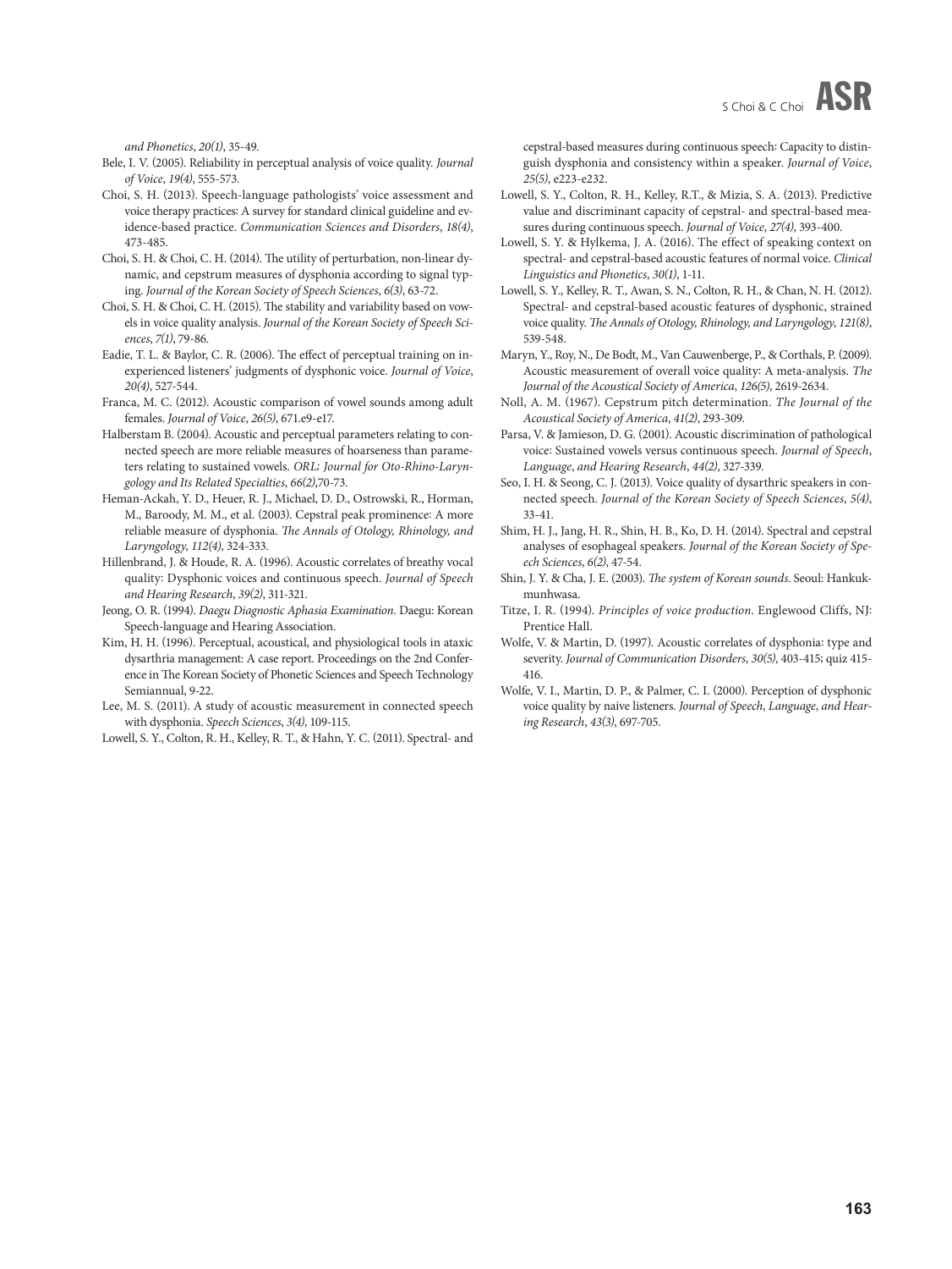*and Phonetics*, *20(1)*, 35-49.

Bele, I. V. (2005). Reliability in perceptual analysis of voice quality. *Journal of Voice*, *19(4)*, 555-573.

Choi, S. H. (2013). Speech-language pathologists' voice assessment and voice therapy practices: A survey for standard clinical guideline and evidence-based practice. *Communication Sciences and Disorders*, *18(4)*, 473-485.

Choi, S. H. & Choi, C. H. (2014). The utility of perturbation, non-linear dynamic, and cepstrum measures of dysphonia according to signal typing. *Journal of the Korean Society of Speech Sciences*, *6(3)*, 63-72.

Choi, S. H. & Choi, C. H. (2015). The stability and variability based on vowels in voice quality analysis. *Journal of the Korean Society of Speech Sciences*, *7(1)*, 79-86.

Eadie, T. L. & Baylor, C. R. (2006). The effect of perceptual training on inexperienced listeners' judgments of dysphonic voice. *Journal of Voice*, *20(4)*, 527-544.

Franca, M. C. (2012). Acoustic comparison of vowel sounds among adult females. *Journal of Voice*, *26(5)*, 671.e9-e17.

Halberstam B. (2004). Acoustic and perceptual parameters relating to connected speech are more reliable measures of hoarseness than parameters relating to sustained vowels. *ORL; Journal for Oto-Rhino-Laryngology and Its Related Specialties*, *66(2)*,70-73.

Heman-Ackah, Y. D., Heuer, R. J., Michael, D. D., Ostrowski, R., Horman, M., Baroody, M. M., et al. (2003). Cepstral peak prominence: A more reliable measure of dysphonia. *The Annals of Otology, Rhinology, and Laryngology*, *112(4)*, 324-333.

Hillenbrand, J. & Houde, R. A. (1996). Acoustic correlates of breathy vocal quality: Dysphonic voices and continuous speech. *Journal of Speech and Hearing Research*, *39(2)*, 311-321.

Jeong, O. R. (1994). *Daegu Diagnostic Aphasia Examination*. Daegu: Korean Speech-language and Hearing Association.

Kim, H. H. (1996). Perceptual, acoustical, and physiological tools in ataxic dysarthria management: A case report. Proceedings on the 2nd Conference in The Korean Society of Phonetic Sciences and Speech Technology Semiannual, 9-22.

Lee, M. S. (2011). A study of acoustic measurement in connected speech with dysphonia. *Speech Sciences*, *3(4)*, 109-115.

Lowell, S. Y., Colton, R. H., Kelley, R. T., & Hahn, Y. C. (2011). Spectral- and cepstral-based measures during continuous speech: Capacity to distinguish dysphonia and consistency within a speaker. *Journal of Voice*, *25(5)*, e223-e232.

Lowell, S. Y., Colton, R. H., Kelley, R.T., & Mizia, S. A. (2013). Predictive value and discriminant capacity of cepstral- and spectral-based measures during continuous speech. *Journal of Voice*, *27(4)*, 393-400.

Lowell, S. Y. & Hylkema, J. A. (2016). The effect of speaking context on spectral- and cepstral-based acoustic features of normal voice. *Clinical Linguistics and Phonetics*, *30(1)*, 1-11.

Lowell, S. Y., Kelley, R. T., Awan, S. N., Colton, R. H., & Chan, N. H. (2012). Spectral- and cepstral-based acoustic features of dysphonic, strained voice quality. *The Annals of Otology, Rhinology, and Laryngology*, *121(8)*, 539-548.

Maryn, Y., Roy, N., De Bodt, M., Van Cauwenberge, P., & Corthals, P. (2009). Acoustic measurement of overall voice quality: A meta-analysis. *The Journal of the Acoustical Society of America*, *126(5)*, 2619-2634.

Noll, A. M. (1967). Cepstrum pitch determination. *The Journal of the Acoustical Society of America*, *41(2)*, 293-309.

Parsa, V. & Jamieson, D. G. (2001). Acoustic discrimination of pathological voice: Sustained vowels versus continuous speech. *Journal of Speech*, *Language*, *and Hearing Research*, *44(2)*, 327-339.

Seo, I. H. & Seong, C. J. (2013). Voice quality of dysarthric speakers in connected speech. *Journal of the Korean Society of Speech Sciences*, *5(4)*, 33-41.

Shim, H. J., Jang, H. R., Shin, H. B., Ko, D. H. (2014). Spectral and cepstral analyses of esophageal speakers. *Journal of the Korean Society of Speech Sciences*, *6(2)*, 47-54.

Shin, J. Y. & Cha, J. E. (2003). *The system of Korean sounds*. Seoul: Hankukmunhwasa.

Titze, I. R. (1994). *Principles of voice production*. Englewood Cliffs, NJ: Prentice Hall.

Wolfe, V. & Martin, D. (1997). Acoustic correlates of dysphonia: type and severity. *Journal of Communication Disorders*, *30(5)*, 403-415; quiz 415-416.

Wolfe, V. I., Martin, D. P., & Palmer, C. I. (2000). Perception of dysphonic voice quality by naive listeners. *Journal of Speech*, *Language*, *and Hearing Research*, *43(3)*, 697-705.